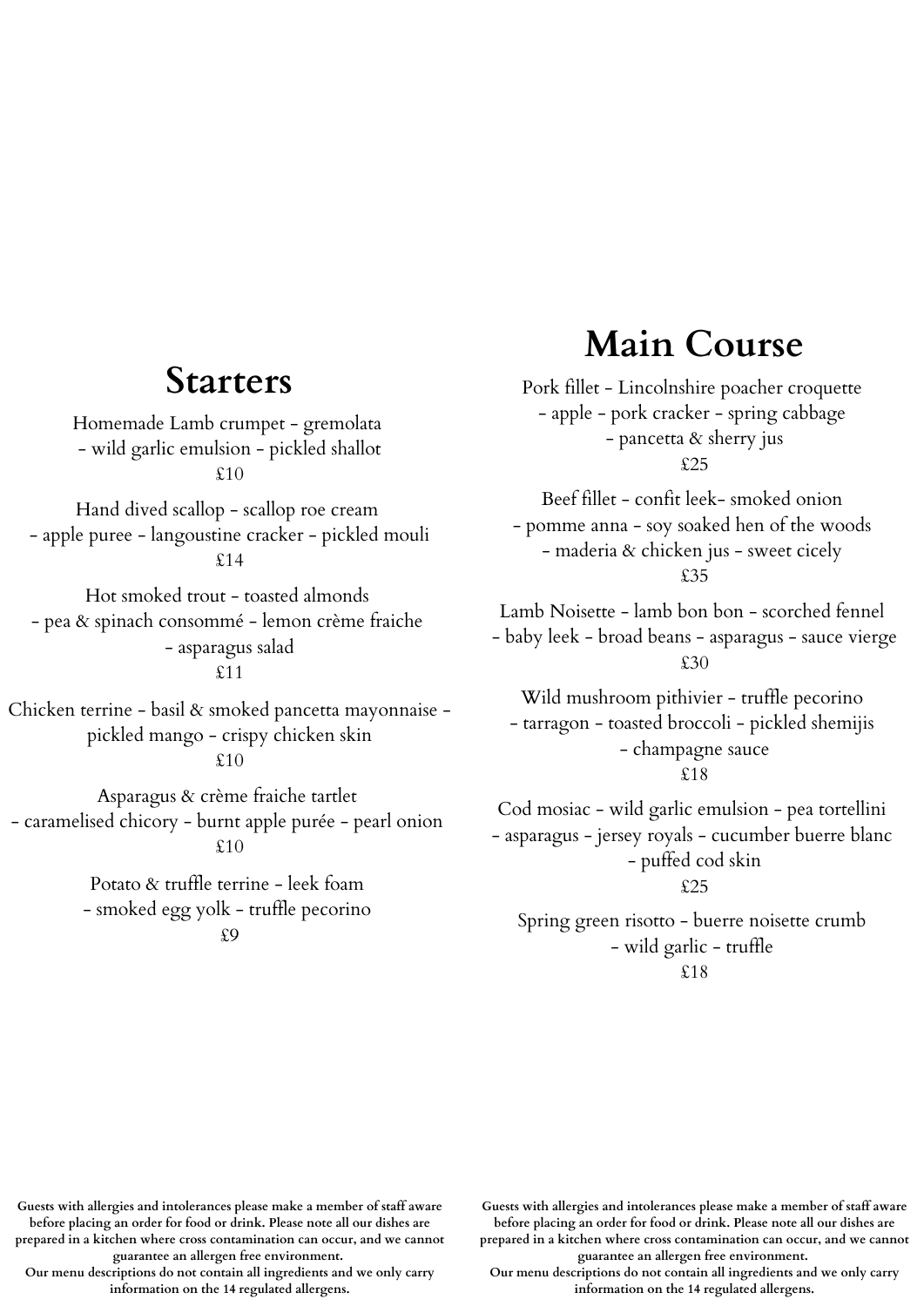## Starters

Homemade Lamb crumpet - gremolata
- wild garlic emulsion - pickled shallot
£10

Hand dived scallop - scallop roe cream
- apple puree - langoustine cracker - pickled mouli
£14

Hot smoked trout - toasted almonds
- pea & spinach consommé - lemon crème fraiche
- asparagus salad
£11

Chicken terrine - basil & smoked pancetta mayonnaise -
pickled mango - crispy chicken skin
£10

Asparagus & crème fraiche tartlet
- caramelised chicory - burnt apple purée - pearl onion
£10

Potato & truffle terrine - leek foam
- smoked egg yolk - truffle pecorino
£9

**Guests with allergies and intolerances please make a member of staff aware before placing an order for food or drink. Please note all our dishes are prepared in a kitchen where cross contamination can occur, and we cannot guarantee an allergen free environment.**
**Our menu descriptions do not contain all ingredients and we only carry information on the 14 regulated allergens.**

## Main Course

Pork fillet - Lincolnshire poacher croquette
- apple - pork cracker - spring cabbage
- pancetta & sherry jus
£25

Beef fillet - confit leek- smoked onion
- pomme anna - soy soaked hen of the woods
- maderia & chicken jus - sweet cicely
£35

Lamb Noisette - lamb bon bon - scorched fennel
- baby leek - broad beans - asparagus - sauce vierge
£30

Wild mushroom pithivier - truffle pecorino
- tarragon - toasted broccoli - pickled shemijis
- champagne sauce
£18

Cod mosiac - wild garlic emulsion - pea tortellini
- asparagus - jersey royals - cucumber buerre blanc
- puffed cod skin
£25

Spring green risotto - buerre noisette crumb
- wild garlic - truffle
£18

**Guests with allergies and intolerances please make a member of staff aware before placing an order for food or drink. Please note all our dishes are prepared in a kitchen where cross contamination can occur, and we cannot guarantee an allergen free environment.**
**Our menu descriptions do not contain all ingredients and we only carry information on the 14 regulated allergens.**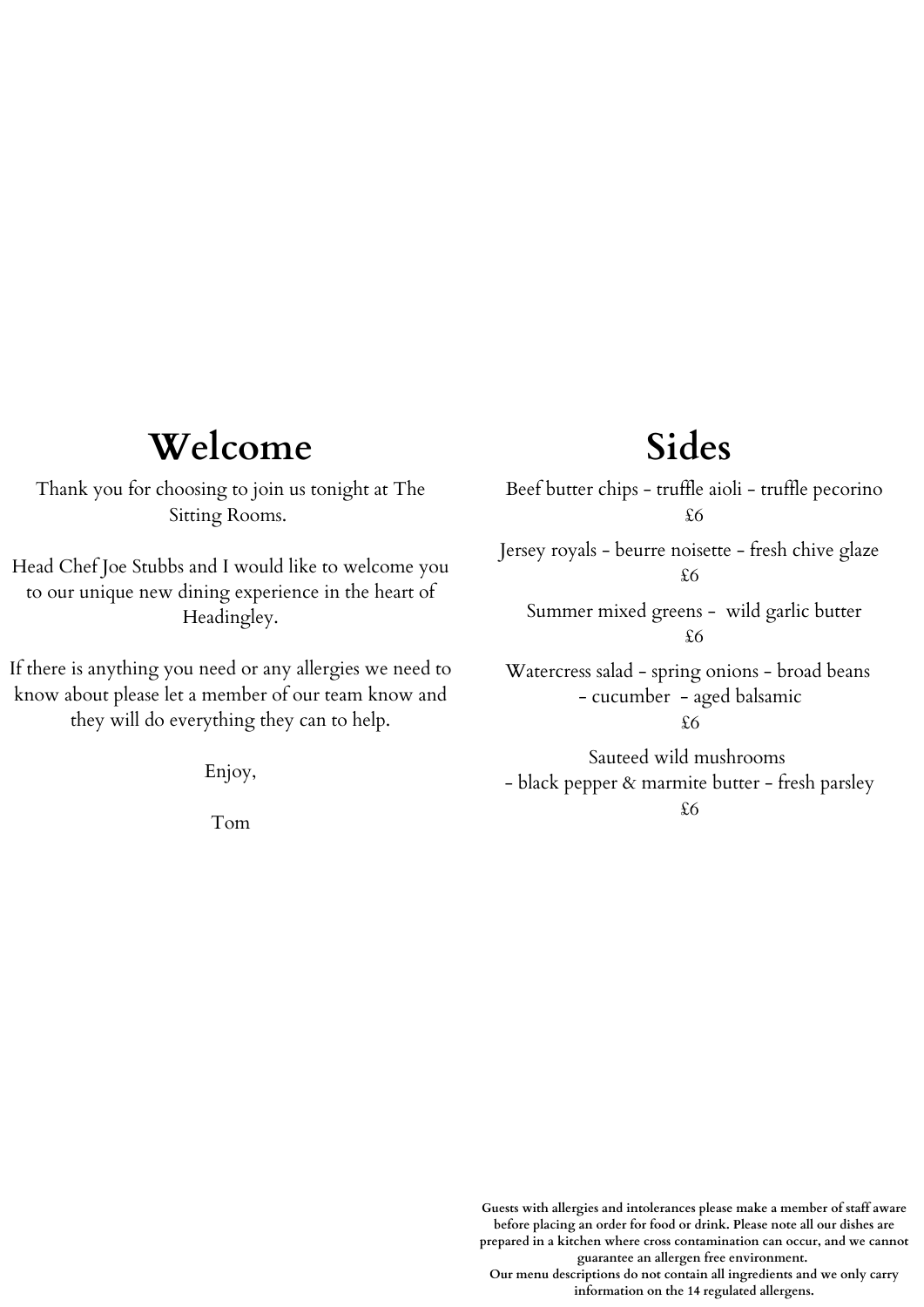# Welcome

Thank you for choosing to join us tonight at The Sitting Rooms.

Head Chef Joe Stubbs and I would like to welcome you to our unique new dining experience in the heart of Headingley.

If there is anything you need or any allergies we need to know about please let a member of our team know and they will do everything they can to help.

Enjoy,

Tom

# Sides

Beef butter chips - truffle aioli - truffle pecorino
£6

Jersey royals - beurre noisette - fresh chive glaze
£6

Summer mixed greens - wild garlic butter
£6

Watercress salad - spring onions - broad beans - cucumber - aged balsamic
£6

Sauteed wild mushrooms
- black pepper & marmite butter - fresh parsley
£6

**Guests with allergies and intolerances please make a member of staff aware before placing an order for food or drink. Please note all our dishes are prepared in a kitchen where cross contamination can occur, and we cannot guarantee an allergen free environment.**
**Our menu descriptions do not contain all ingredients and we only carry information on the 14 regulated allergens.**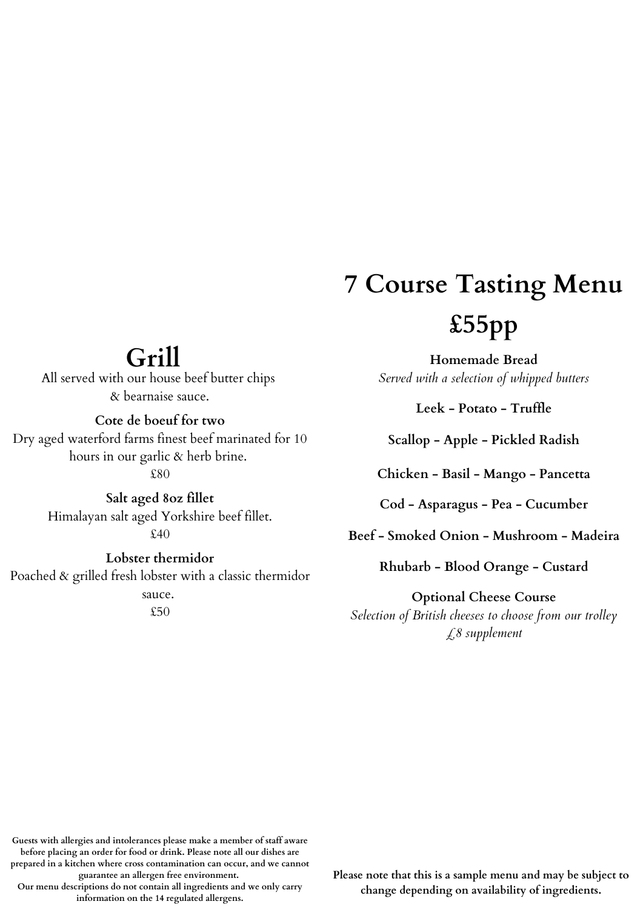# Grill

All served with our house beef butter chips & bearnaise sauce.

**Cote de boeuf for two**

Dry aged waterford farms finest beef marinated for 10 hours in our garlic & herb brine.

£80

**Salt aged 8oz fillet**

Himalayan salt aged Yorkshire beef fillet.

£40

**Lobster thermidor**

Poached & grilled fresh lobster with a classic thermidor sauce.

£50

**Guests with allergies and intolerances please make a member of staff aware before placing an order for food or drink. Please note all our dishes are prepared in a kitchen where cross contamination can occur, and we cannot guarantee an allergen free environment.**
**Our menu descriptions do not contain all ingredients and we only carry information on the 14 regulated allergens.**

# 7 Course Tasting Menu

# £55pp

**Homemade Bread**

*Served with a selection of whipped butters*

**Leek - Potato - Truffle**

**Scallop - Apple - Pickled Radish**

**Chicken - Basil - Mango - Pancetta**

**Cod - Asparagus - Pea - Cucumber**

**Beef - Smoked Onion - Mushroom - Madeira**

**Rhubarb - Blood Orange - Custard**

**Optional Cheese Course**

*Selection of British cheeses to choose from our trolley*

*£8 supplement*

**Please note that this is a sample menu and may be subject to change depending on availability of ingredients.**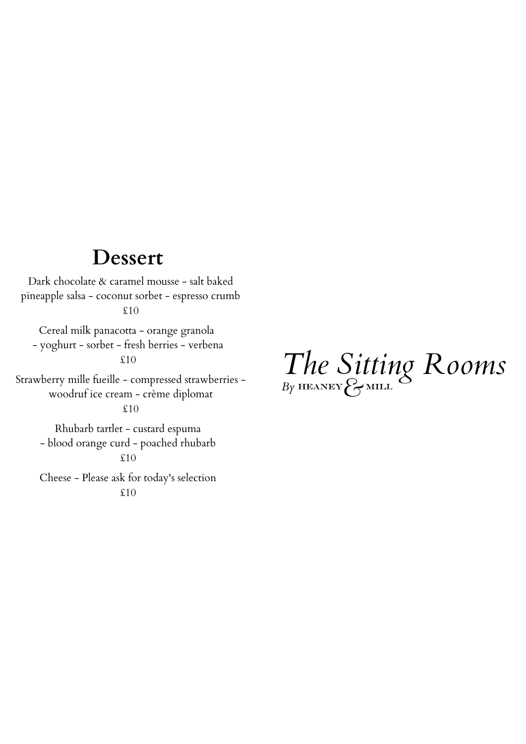# Dessert

Dark chocolate & caramel mousse - salt baked pineapple salsa - coconut sorbet - espresso crumb
£10

Cereal milk panacotta - orange granola - yoghurt - sorbet - fresh berries - verbena
£10

Strawberry mille fueille - compressed strawberries - woodruf ice cream - crème diplomat
£10

Rhubarb tartlet - custard espuma - blood orange curd - poached rhubarb
£10

Cheese - Please ask for today's selection
£10

*The Sitting Rooms*
*By* HEANEY & MILL